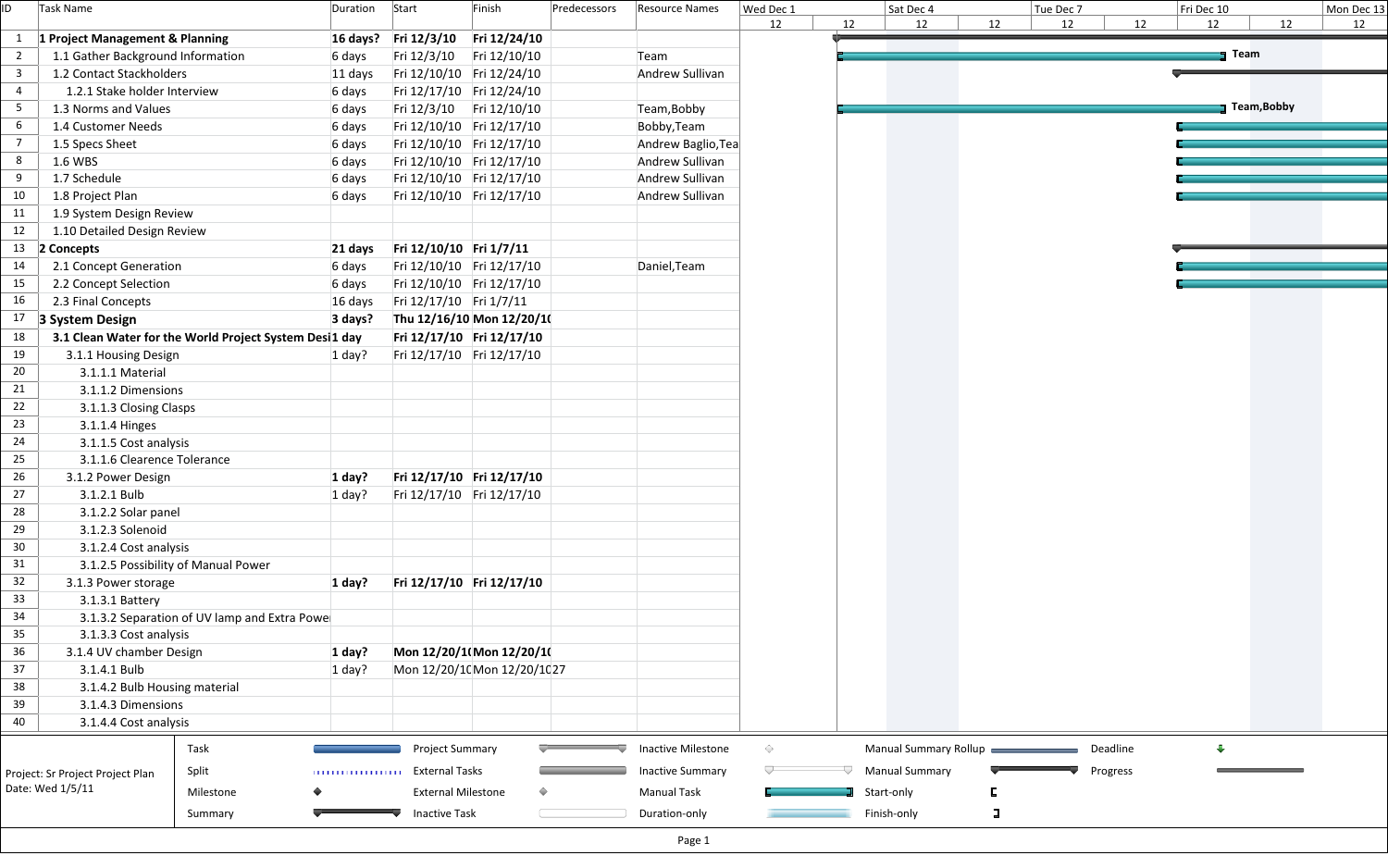| ID | Task Name | Duration | Start | Finish | Predecessors | Resource Names |
|---|---|---|---|---|---|---|
| 1 | **1 Project Management & Planning** | **16 days?** | **Fri 12/3/10** | **Fri 12/24/10** | | |
| 2 | 1.1 Gather Background Information | 6 days | Fri 12/3/10 | Fri 12/10/10 | | Team |
| 3 | 1.2 Contact Stackholders | 11 days | Fri 12/10/10 | Fri 12/24/10 | | Andrew Sullivan |
| 4 | 1.2.1 Stake holder Interview | 6 days | Fri 12/17/10 | Fri 12/24/10 | | |
| 5 | 1.3 Norms and Values | 6 days | Fri 12/3/10 | Fri 12/10/10 | | Team,Bobby |
| 6 | 1.4 Customer Needs | 6 days | Fri 12/10/10 | Fri 12/17/10 | | Bobby,Team |
| 7 | 1.5 Specs Sheet | 6 days | Fri 12/10/10 | Fri 12/17/10 | | Andrew Baglio,Tea |
| 8 | 1.6 WBS | 6 days | Fri 12/10/10 | Fri 12/17/10 | | Andrew Sullivan |
| 9 | 1.7 Schedule | 6 days | Fri 12/10/10 | Fri 12/17/10 | | Andrew Sullivan |
| 10 | 1.8 Project Plan | 6 days | Fri 12/10/10 | Fri 12/17/10 | | Andrew Sullivan |
| 11 | 1.9 System Design Review | | | | | |
| 12 | 1.10 Detailed Design Review | | | | | |
| 13 | **2 Concepts** | **21 days** | **Fri 12/10/10** | **Fri 1/7/11** | | |
| 14 | 2.1 Concept Generation | 6 days | Fri 12/10/10 | Fri 12/17/10 | | Daniel,Team |
| 15 | 2.2 Concept Selection | 6 days | Fri 12/10/10 | Fri 12/17/10 | | |
| 16 | 2.3 Final Concepts | 16 days | Fri 12/17/10 | Fri 1/7/11 | | |
| 17 | **3 System Design** | **3 days?** | **Thu 12/16/10** | **Mon 12/20/1(** | | |
| 18 | **3.1 Clean Water for the World Project System Desi** | **1 day** | **Fri 12/17/10** | **Fri 12/17/10** | | |
| 19 | 3.1.1 Housing Design | 1 day? | Fri 12/17/10 | Fri 12/17/10 | | |
| 20 | 3.1.1.1 Material | | | | | |
| 21 | 3.1.1.2 Dimensions | | | | | |
| 22 | 3.1.1.3 Closing Clasps | | | | | |
| 23 | 3.1.1.4 Hinges | | | | | |
| 24 | 3.1.1.5 Cost analysis | | | | | |
| 25 | 3.1.1.6 Clearence Tolerance | | | | | |
| 26 | 3.1.2 Power Design | **1 day?** | **Fri 12/17/10** | **Fri 12/17/10** | | |
| 27 | 3.1.2.1 Bulb | 1 day? | Fri 12/17/10 | Fri 12/17/10 | | |
| 28 | 3.1.2.2 Solar panel | | | | | |
| 29 | 3.1.2.3 Solenoid | | | | | |
| 30 | 3.1.2.4 Cost analysis | | | | | |
| 31 | 3.1.2.5 Possibility of Manual Power | | | | | |
| 32 | 3.1.3 Power storage | **1 day?** | **Fri 12/17/10** | **Fri 12/17/10** | | |
| 33 | 3.1.3.1 Battery | | | | | |
| 34 | 3.1.3.2 Separation of UV lamp and Extra Powe | | | | | |
| 35 | 3.1.3.3 Cost analysis | | | | | |
| 36 | 3.1.4 UV chamber Design | **1 day?** | **Mon 12/20/1(** | **Mon 12/20/1(** | | |
| 37 | 3.1.4.1 Bulb | 1 day? | Mon 12/20/1( | Mon 12/20/1( | 27 | |
| 38 | 3.1.4.2 Bulb Housing material | | | | | |
| 39 | 3.1.4.3 Dimensions | | | | | |
| 40 | 3.1.4.4 Cost analysis | | | | | |

Project: Sr Project Project Plan
Date: Wed 1/5/11

Legend: Task, Split, Milestone, Summary, Project Summary, External Tasks, External Milestone, Inactive Task, Inactive Milestone, Inactive Summary, Manual Task, Duration-only, Manual Summary Rollup, Manual Summary, Start-only, Finish-only, Deadline, Progress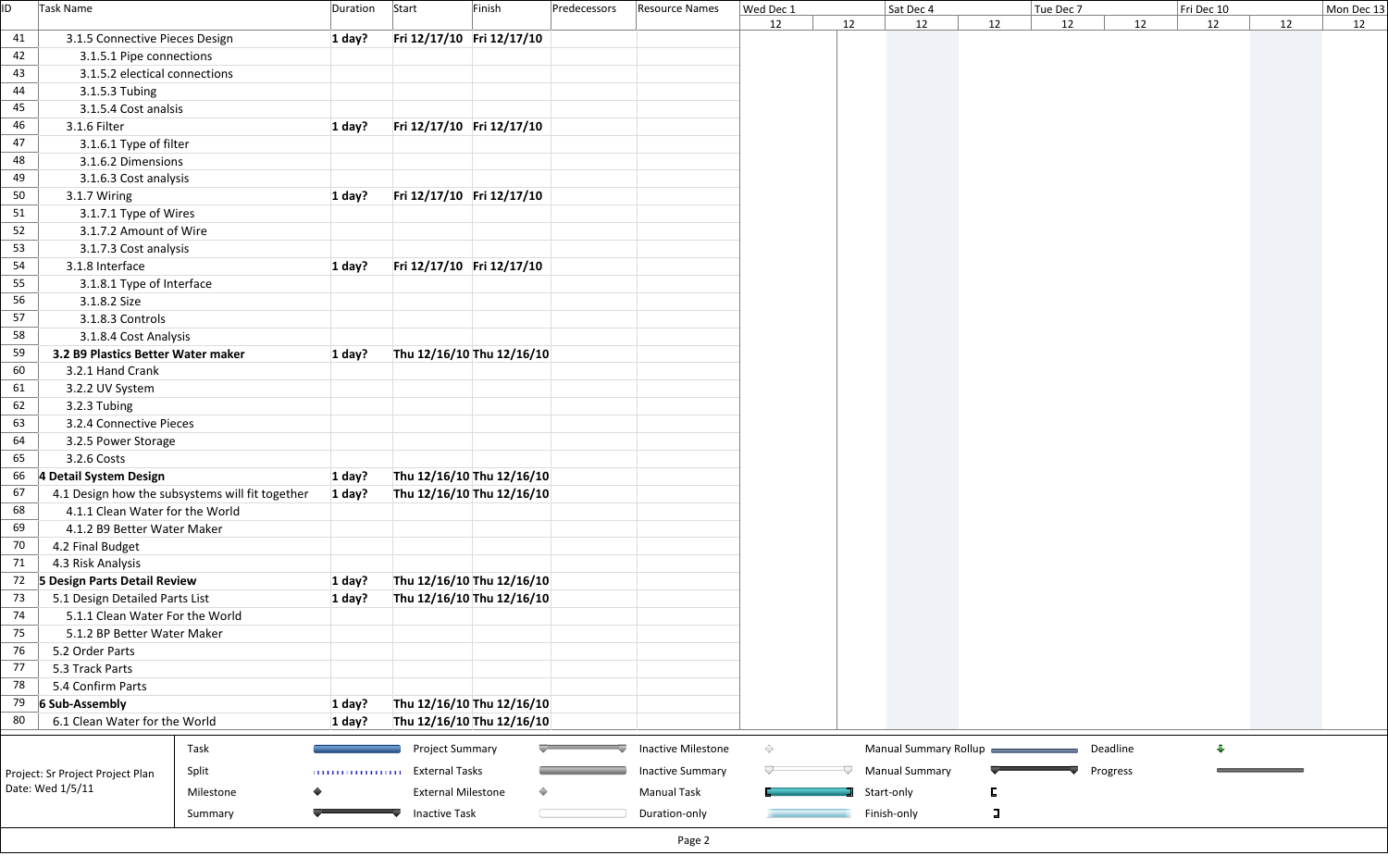| ID | Task Name | Duration | Start | Finish | Predecessors | Resource Names |
|---|---|---|---|---|---|---|
| 41 | 3.1.5 Connective Pieces Design | **1 day?** | **Fri 12/17/10** | **Fri 12/17/10** | | |
| 42 | 3.1.5.1 Pipe connections | | | | | |
| 43 | 3.1.5.2 electical connections | | | | | |
| 44 | 3.1.5.3 Tubing | | | | | |
| 45 | 3.1.5.4 Cost analsis | | | | | |
| 46 | 3.1.6 Filter | **1 day?** | **Fri 12/17/10** | **Fri 12/17/10** | | |
| 47 | 3.1.6.1 Type of filter | | | | | |
| 48 | 3.1.6.2 Dimensions | | | | | |
| 49 | 3.1.6.3 Cost analysis | | | | | |
| 50 | 3.1.7 Wiring | **1 day?** | **Fri 12/17/10** | **Fri 12/17/10** | | |
| 51 | 3.1.7.1 Type of Wires | | | | | |
| 52 | 3.1.7.2 Amount of Wire | | | | | |
| 53 | 3.1.7.3 Cost analysis | | | | | |
| 54 | 3.1.8 Interface | **1 day?** | **Fri 12/17/10** | **Fri 12/17/10** | | |
| 55 | 3.1.8.1 Type of Interface | | | | | |
| 56 | 3.1.8.2 Size | | | | | |
| 57 | 3.1.8.3 Controls | | | | | |
| 58 | 3.1.8.4 Cost Analysis | | | | | |
| 59 | **3.2 B9 Plastics Better Water maker** | **1 day?** | **Thu 12/16/10** | **Thu 12/16/10** | | |
| 60 | 3.2.1 Hand Crank | | | | | |
| 61 | 3.2.2 UV System | | | | | |
| 62 | 3.2.3 Tubing | | | | | |
| 63 | 3.2.4 Connective Pieces | | | | | |
| 64 | 3.2.5 Power Storage | | | | | |
| 65 | 3.2.6 Costs | | | | | |
| 66 | **4 Detail System Design** | **1 day?** | **Thu 12/16/10** | **Thu 12/16/10** | | |
| 67 | 4.1 Design how the subsystems will fit together | **1 day?** | **Thu 12/16/10** | **Thu 12/16/10** | | |
| 68 | 4.1.1 Clean Water for the World | | | | | |
| 69 | 4.1.2 B9 Better Water Maker | | | | | |
| 70 | 4.2 Final Budget | | | | | |
| 71 | 4.3 Risk Analysis | | | | | |
| 72 | **5 Design Parts Detail Review** | **1 day?** | **Thu 12/16/10** | **Thu 12/16/10** | | |
| 73 | 5.1 Design Detailed Parts List | **1 day?** | **Thu 12/16/10** | **Thu 12/16/10** | | |
| 74 | 5.1.1 Clean Water For the World | | | | | |
| 75 | 5.1.2 BP Better Water Maker | | | | | |
| 76 | 5.2 Order Parts | | | | | |
| 77 | 5.3 Track Parts | | | | | |
| 78 | 5.4 Confirm Parts | | | | | |
| 79 | **6 Sub-Assembly** | **1 day?** | **Thu 12/16/10** | **Thu 12/16/10** | | |
| 80 | 6.1 Clean Water for the World | **1 day?** | **Thu 12/16/10** | **Thu 12/16/10** | | |

Timeline: Wed Dec 1 | Sat Dec 4 | Tue Dec 7 | Fri Dec 10 | Mon Dec 13

Project: Sr Project Project Plan
Date: Wed 1/5/11

| | | | | | | | | | |
|---|---|---|---|---|---|---|---|---|---|
| Task | | Project Summary | | Inactive Milestone | | Manual Summary Rollup | | Deadline | |
| Split | | External Tasks | | Inactive Summary | | Manual Summary | | Progress | |
| Milestone | | External Milestone | | Manual Task | | Start-only | | | |
| Summary | | Inactive Task | | Duration-only | | Finish-only | | | |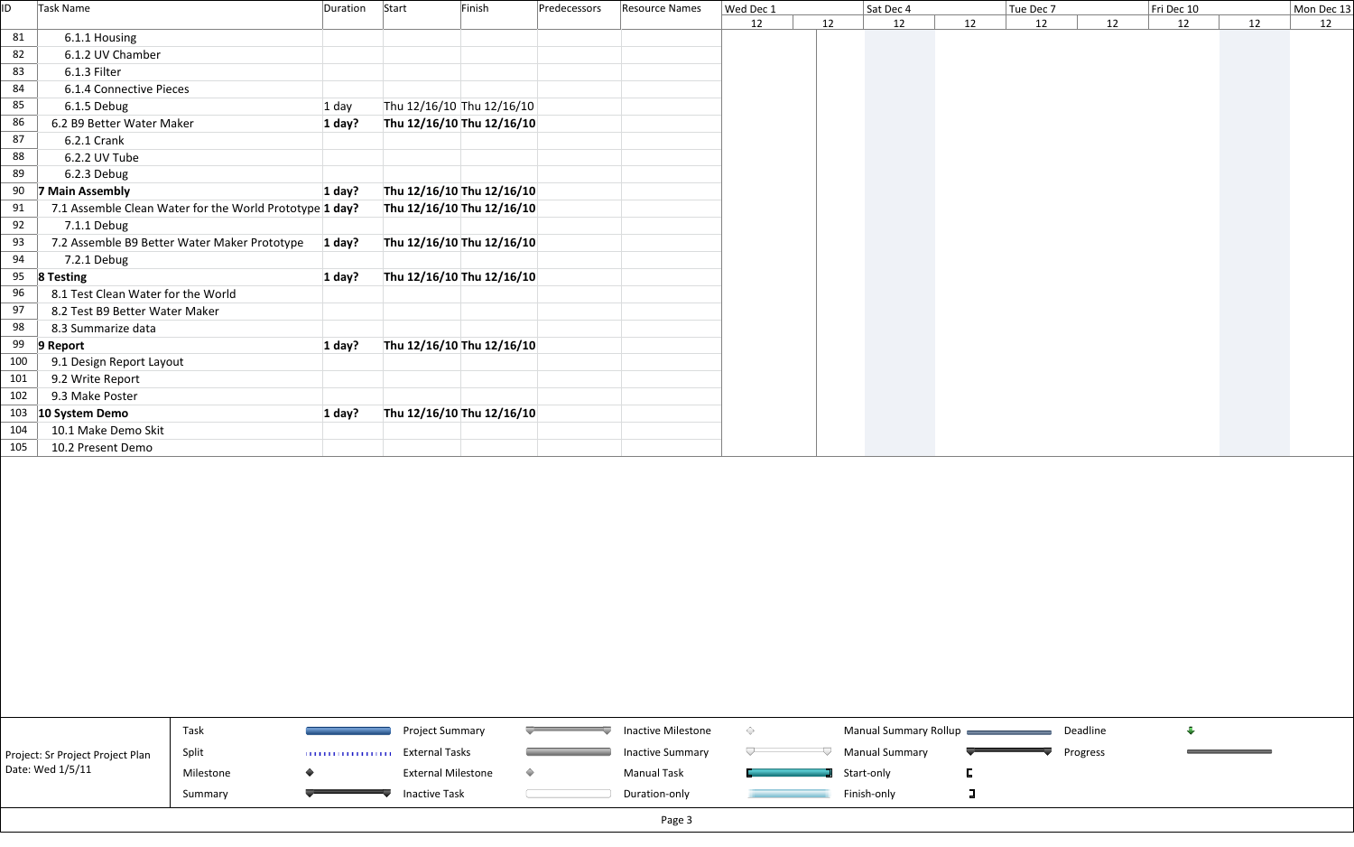| ID | Task Name | Duration | Start | Finish | Predecessors | Resource Names |
|---|---|---|---|---|---|---|
| 81 | 6.1.1 Housing | | | | | |
| 82 | 6.1.2 UV Chamber | | | | | |
| 83 | 6.1.3 Filter | | | | | |
| 84 | 6.1.4 Connective Pieces | | | | | |
| 85 | 6.1.5 Debug | 1 day | Thu 12/16/10 | Thu 12/16/10 | | |
| 86 | **6.2 B9 Better Water Maker** | **1 day?** | **Thu 12/16/10** | **Thu 12/16/10** | | |
| 87 | 6.2.1 Crank | | | | | |
| 88 | 6.2.2 UV Tube | | | | | |
| 89 | 6.2.3 Debug | | | | | |
| 90 | **7 Main Assembly** | **1 day?** | **Thu 12/16/10** | **Thu 12/16/10** | | |
| 91 | **7.1 Assemble Clean Water for the World Prototype** | **1 day?** | **Thu 12/16/10** | **Thu 12/16/10** | | |
| 92 | 7.1.1 Debug | | | | | |
| 93 | **7.2 Assemble B9 Better Water Maker Prototype** | **1 day?** | **Thu 12/16/10** | **Thu 12/16/10** | | |
| 94 | 7.2.1 Debug | | | | | |
| 95 | **8 Testing** | **1 day?** | **Thu 12/16/10** | **Thu 12/16/10** | | |
| 96 | 8.1 Test Clean Water for the World | | | | | |
| 97 | 8.2 Test B9 Better Water Maker | | | | | |
| 98 | 8.3 Summarize data | | | | | |
| 99 | **9 Report** | **1 day?** | **Thu 12/16/10** | **Thu 12/16/10** | | |
| 100 | 9.1 Design Report Layout | | | | | |
| 101 | 9.2 Write Report | | | | | |
| 102 | 9.3 Make Poster | | | | | |
| 103 | **10 System Demo** | **1 day?** | **Thu 12/16/10** | **Thu 12/16/10** | | |
| 104 | 10.1 Make Demo Skit | | | | | |
| 105 | 10.2 Present Demo | | | | | |

Timeline: Wed Dec 1 | Sat Dec 4 | Tue Dec 7 | Fri Dec 10 | Mon Dec 13

Project: Sr Project Project Plan
Date: Wed 1/5/11

Legend: Task, Split, Milestone, Summary, Project Summary, External Tasks, External Milestone, Inactive Task, Inactive Milestone, Inactive Summary, Manual Task, Duration-only, Manual Summary Rollup, Manual Summary, Start-only, Finish-only, Deadline, Progress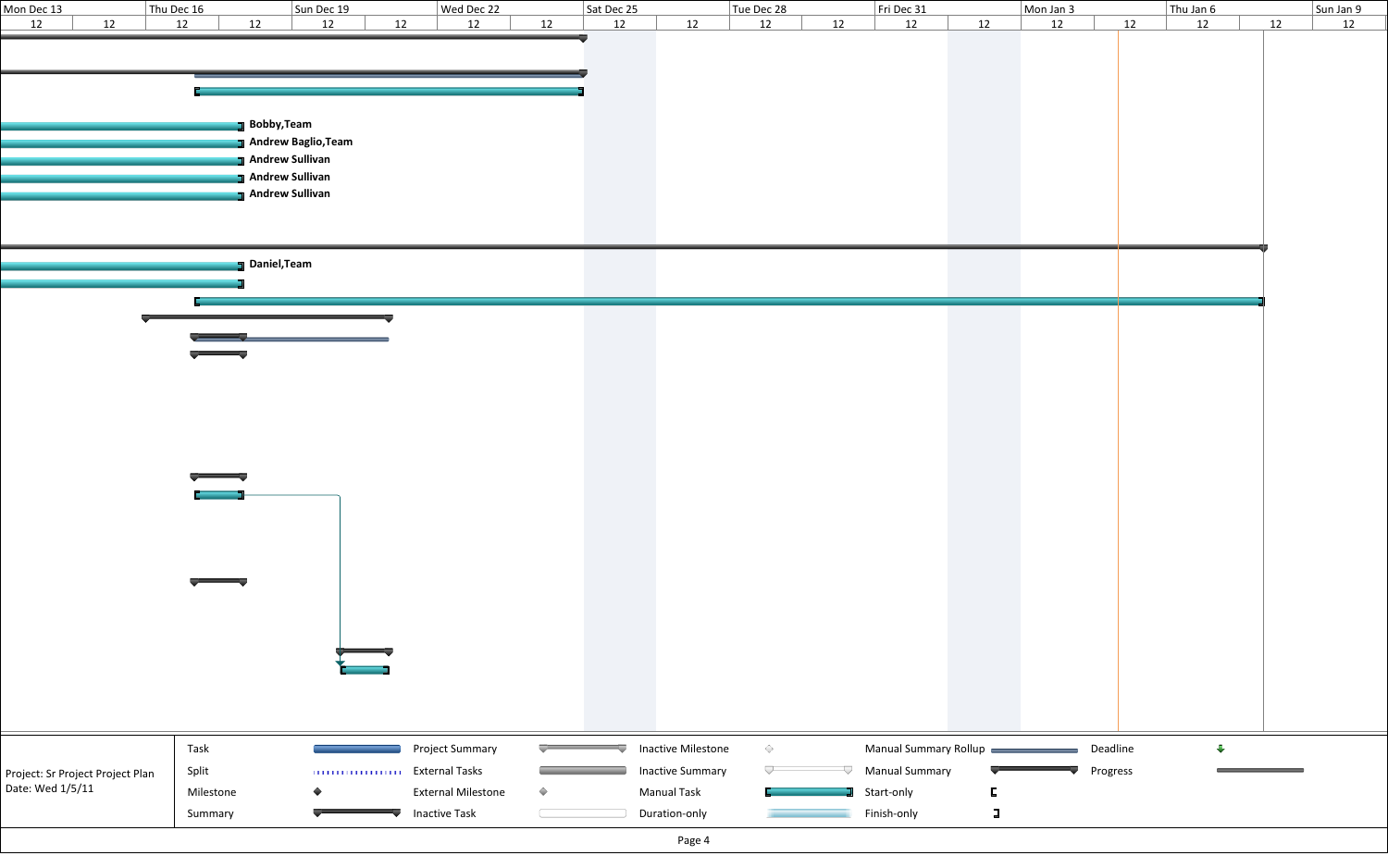| Mon Dec 13 | | Thu Dec 16 | | Sun Dec 19 | | Wed Dec 22 | | Sat Dec 25 | | Tue Dec 28 | | Fri Dec 31 | | Mon Jan 3 | | Thu Jan 6 | | Sun Jan 9 |
|---|---|---|---|---|---|---|---|---|---|---|---|---|---|---|---|---|---|---|
| 12 | 12 | 12 | 12 | 12 | 12 | 12 | 12 | 12 | 12 | 12 | 12 | 12 | 12 | 12 | 12 | 12 | 12 | 12 |

Bobby,Team

Andrew Baglio,Team

Andrew Sullivan

Andrew Sullivan

Andrew Sullivan

Daniel,Team

| Project: Sr Project Project Plan<br>Date: Wed 1/5/11 | | | | | |
|---|---|---|---|---|---|
| | Task | Project Summary | Inactive Milestone | Manual Summary Rollup | Deadline |
| | Split | External Tasks | Inactive Summary | Manual Summary | Progress |
| | Milestone | External Milestone | Manual Task | Start-only | |
| | Summary | Inactive Task | Duration-only | Finish-only | |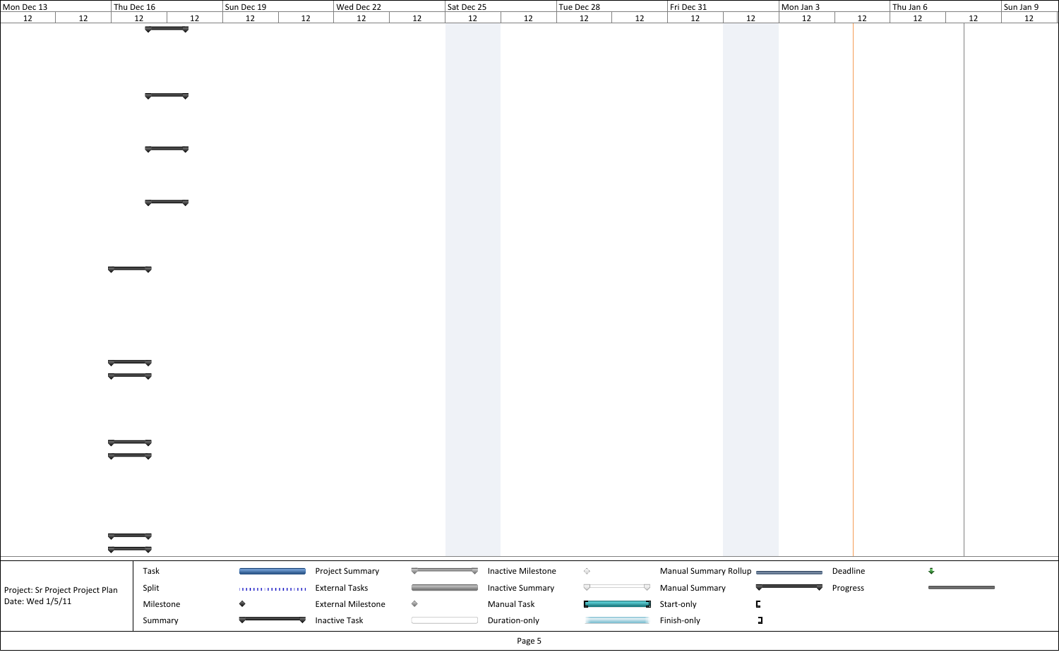| Mon Dec 13 | | Thu Dec 16 | | Sun Dec 19 | | Wed Dec 22 | | Sat Dec 25 | | Tue Dec 28 | | Fri Dec 31 | | Mon Jan 3 | | Thu Jan 6 | | Sun Jan 9 |
|---|---|---|---|---|---|---|---|---|---|---|---|---|---|---|---|---|---|---|
| 12 | 12 | 12 | 12 | 12 | 12 | 12 | 12 | 12 | 12 | 12 | 12 | 12 | 12 | 12 | 12 | 12 | 12 | 12 |

Project: Sr Project Project Plan
Date: Wed 1/5/11

| | | | | | | | | | |
|---|---|---|---|---|---|---|---|---|---|
| Task | | Project Summary | | Inactive Milestone | | Manual Summary Rollup | | Deadline | |
| Split | | External Tasks | | Inactive Summary | | Manual Summary | | Progress | |
| Milestone | | External Milestone | | Manual Task | | Start-only | | | |
| Summary | | Inactive Task | | Duration-only | | Finish-only | | | |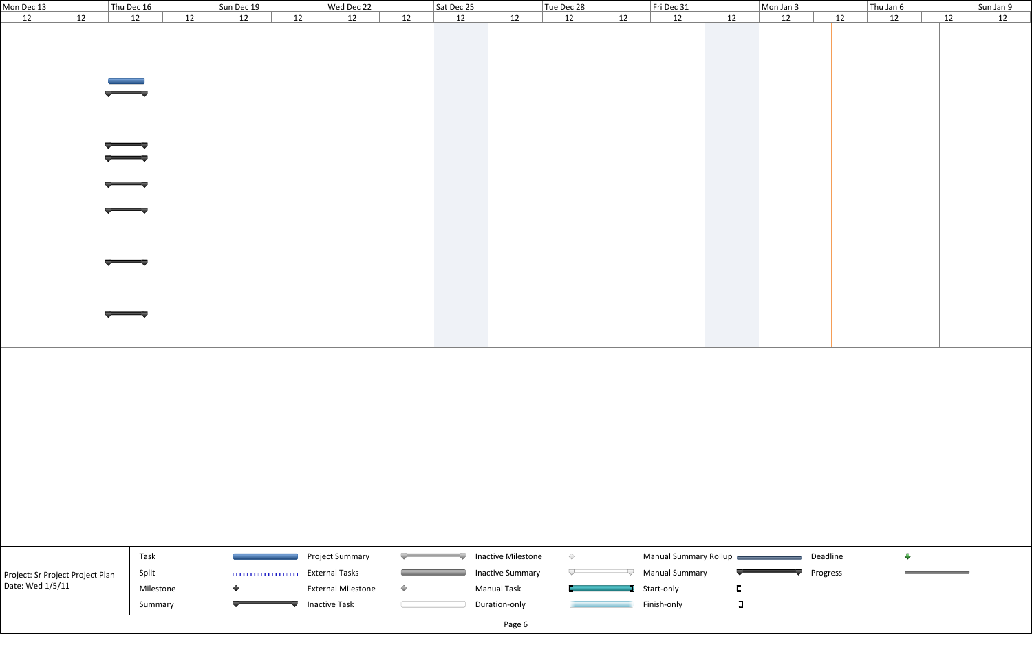Mon Dec 13 | Thu Dec 16 | Sun Dec 19 | Wed Dec 22 | Sat Dec 25 | Tue Dec 28 | Fri Dec 31 | Mon Jan 3 | Thu Jan 6 | Sun Jan 9

12 12 12 12 12 12 12 12 12 12 12 12 12 12 12 12 12 12 12

Project: Sr Project Project Plan
Date: Wed 1/5/11

Task
Split
Milestone
Summary
Project Summary
External Tasks
External Milestone
Inactive Task
Inactive Milestone
Inactive Summary
Manual Task
Duration-only
Manual Summary Rollup
Manual Summary
Start-only
Finish-only
Deadline
Progress